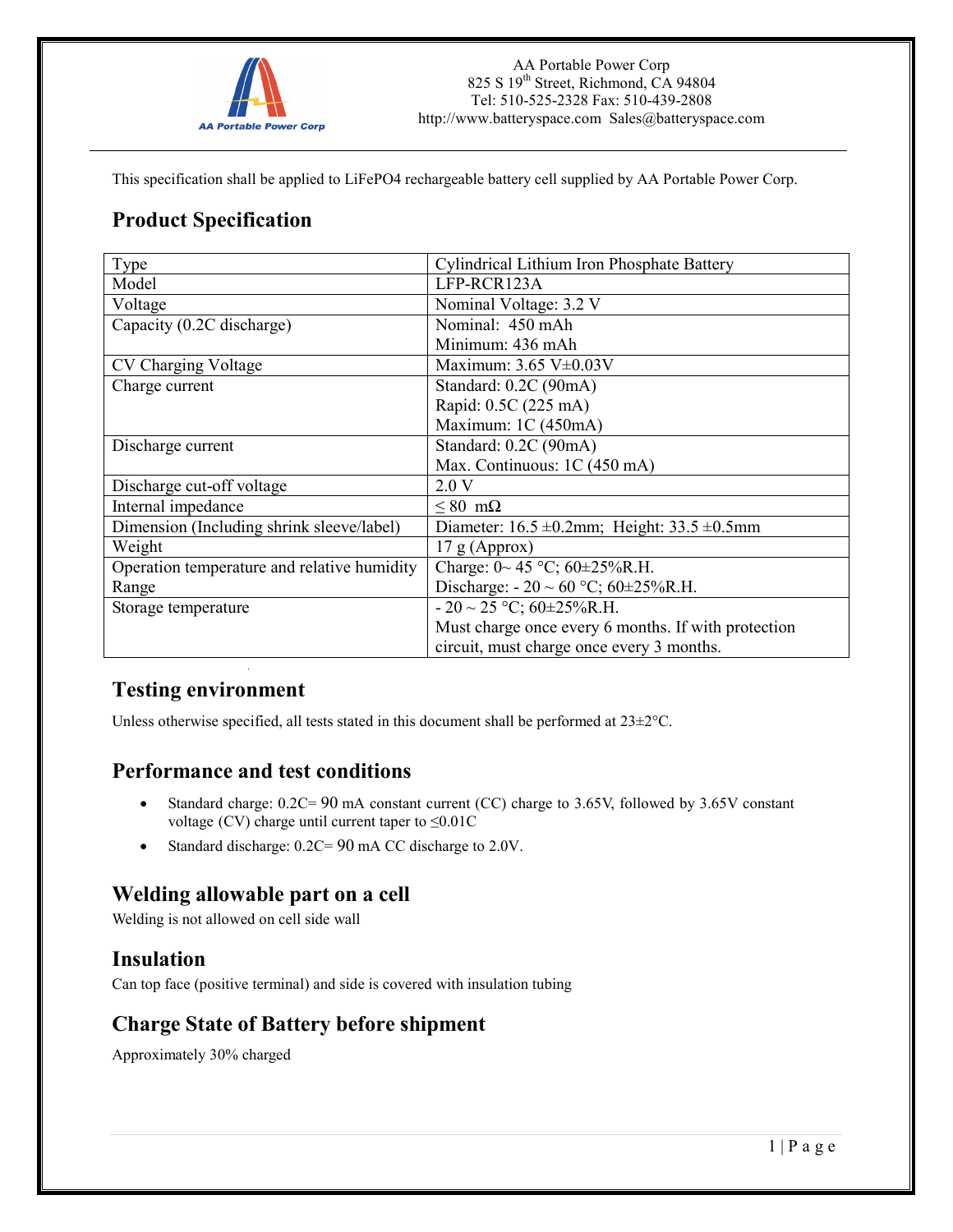AA Portable Power Corp
825 S 19th Street, Richmond, CA 94804
Tel: 510-525-2328 Fax: 510-439-2808
http://www.batteryspace.com Sales@batteryspace.com

This specification shall be applied to $LiFePO_4$ rechargeable battery cell supplied by AA Portable Power Corp.

## Product Specification

| Type | Cylindrical Lithium Iron Phosphate Battery |
|---|---|
| Model | LFP-RCR123A |
| Voltage | Nominal Voltage: 3.2 V |
| Capacity (0.2C discharge) | Nominal: 450 mAh<br>Minimum: 436 mAh |
| CV Charging Voltage | Maximum: 3.65 V±0.03V |
| Charge current | Standard: 0.2C (90mA)<br>Rapid: 0.5C (225 mA)<br>Maximum: 1C (450mA) |
| Discharge current | Standard: 0.2C (90mA)<br>Max. Continuous: 1C (450 mA) |
| Discharge cut-off voltage | 2.0 V |
| Internal impedance | ≤ 80 mΩ |
| Dimension (Including shrink sleeve/label) | Diameter: 16.5 ±0.2mm; Height: 33.5 ±0.5mm |
| Weight | 17 g (Approx) |
| Operation temperature and relative humidity Range | Charge: 0~ 45 °C; 60±25%R.H.<br>Discharge: - 20 ~ 60 °C; 60±25%R.H. |
| Storage temperature | - 20 ~ 25 °C; 60±25%R.H.<br>Must charge once every 6 months. If with protection circuit, must charge once every 3 months. |

## Testing environment

Unless otherwise specified, all tests stated in this document shall be performed at 23±2°C.

## Performance and test conditions

- Standard charge: 0.2C= 90 mA constant current (CC) charge to 3.65V, followed by 3.65V constant voltage (CV) charge until current taper to ≤0.01C
- Standard discharge: 0.2C= 90 mA CC discharge to 2.0V.

## Welding allowable part on a cell

Welding is not allowed on cell side wall

## Insulation

Can top face (positive terminal) and side is covered with insulation tubing

## Charge State of Battery before shipment

Approximately 30% charged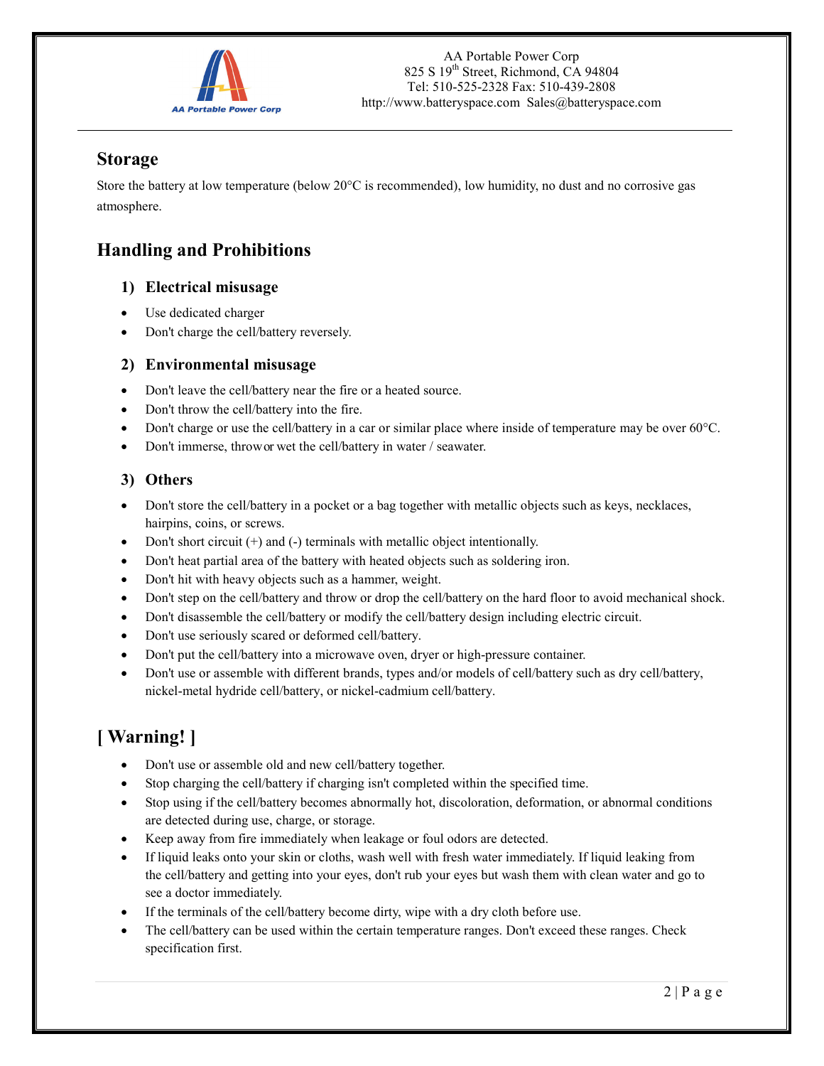## Storage

Store the battery at low temperature (below 20°C is recommended), low humidity, no dust and no corrosive gas atmosphere.

## Handling and Prohibitions

### 1) Electrical misusage

- Use dedicated charger
- Don't charge the cell/battery reversely.

### 2) Environmental misusage

- Don't leave the cell/battery near the fire or a heated source.
- Don't throw the cell/battery into the fire.
- Don't charge or use the cell/battery in a car or similar place where inside of temperature may be over 60°C.
- Don't immerse, throwor wet the cell/battery in water / seawater.

### 3) Others

- Don't store the cell/battery in a pocket or a bag together with metallic objects such as keys, necklaces, hairpins, coins, or screws.
- Don't short circuit (+) and (-) terminals with metallic object intentionally.
- Don't heat partial area of the battery with heated objects such as soldering iron.
- Don't hit with heavy objects such as a hammer, weight.
- Don't step on the cell/battery and throw or drop the cell/battery on the hard floor to avoid mechanical shock.
- Don't disassemble the cell/battery or modify the cell/battery design including electric circuit.
- Don't use seriously scared or deformed cell/battery.
- Don't put the cell/battery into a microwave oven, dryer or high-pressure container.
- Don't use or assemble with different brands, types and/or models of cell/battery such as dry cell/battery, nickel-metal hydride cell/battery, or nickel-cadmium cell/battery.

## [ Warning! ]

- Don't use or assemble old and new cell/battery together.
- Stop charging the cell/battery if charging isn't completed within the specified time.
- Stop using if the cell/battery becomes abnormally hot, discoloration, deformation, or abnormal conditions are detected during use, charge, or storage.
- Keep away from fire immediately when leakage or foul odors are detected.
- If liquid leaks onto your skin or cloths, wash well with fresh water immediately. If liquid leaking from the cell/battery and getting into your eyes, don't rub your eyes but wash them with clean water and go to see a doctor immediately.
- If the terminals of the cell/battery become dirty, wipe with a dry cloth before use.
- The cell/battery can be used within the certain temperature ranges. Don't exceed these ranges. Check specification first.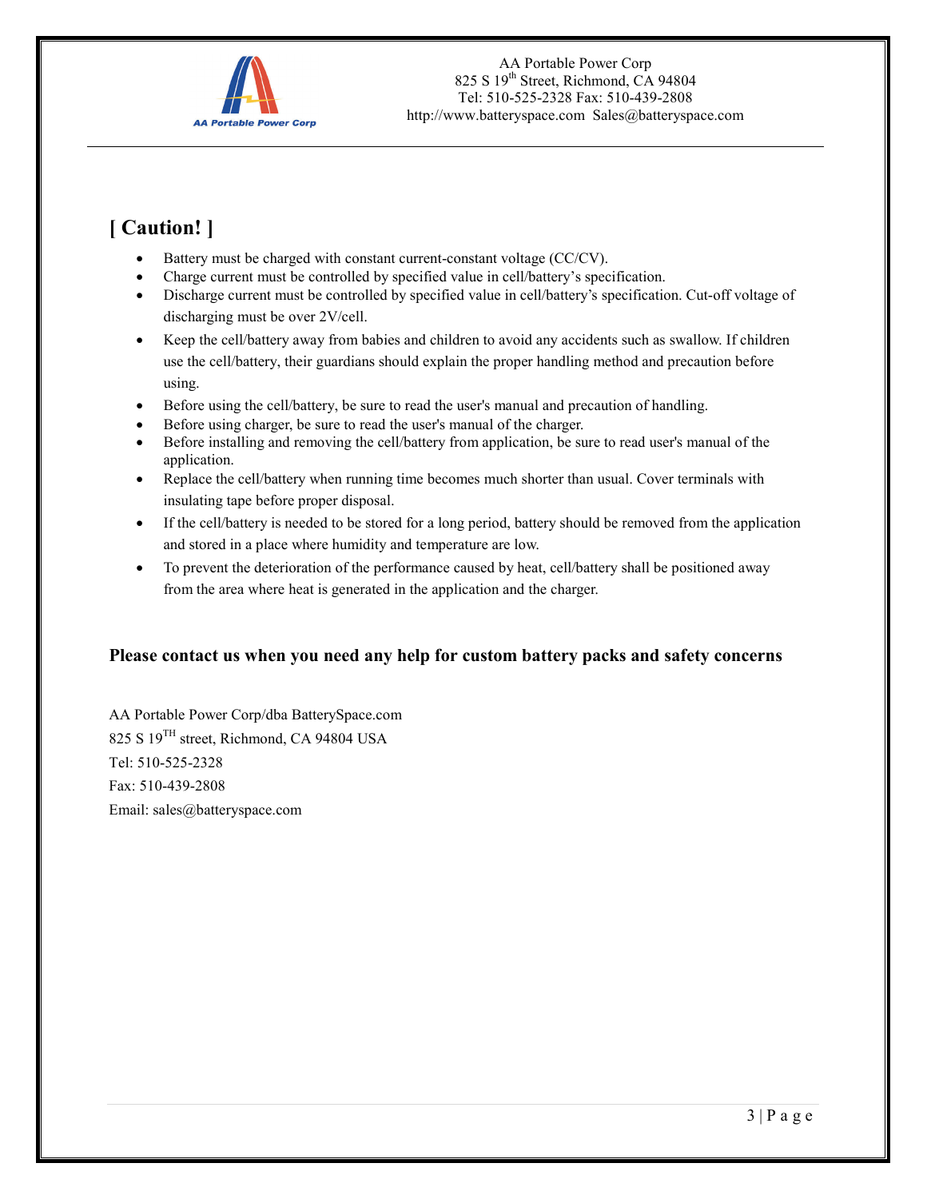## [ Caution! ]

- Battery must be charged with constant current-constant voltage (CC/CV).
- Charge current must be controlled by specified value in cell/battery's specification.
- Discharge current must be controlled by specified value in cell/battery's specification. Cut-off voltage of discharging must be over 2V/cell.
- Keep the cell/battery away from babies and children to avoid any accidents such as swallow. If children use the cell/battery, their guardians should explain the proper handling method and precaution before using.
- Before using the cell/battery, be sure to read the user's manual and precaution of handling.
- Before using charger, be sure to read the user's manual of the charger.
- Before installing and removing the cell/battery from application, be sure to read user's manual of the application.
- Replace the cell/battery when running time becomes much shorter than usual. Cover terminals with insulating tape before proper disposal.
- If the cell/battery is needed to be stored for a long period, battery should be removed from the application and stored in a place where humidity and temperature are low.
- To prevent the deterioration of the performance caused by heat, cell/battery shall be positioned away from the area where heat is generated in the application and the charger.

**Please contact us when you need any help for custom battery packs and safety concerns**

AA Portable Power Corp/dba BatterySpace.com
825 S 19TH street, Richmond, CA 94804 USA
Tel: 510-525-2328
Fax: 510-439-2808
Email: sales@batteryspace.com